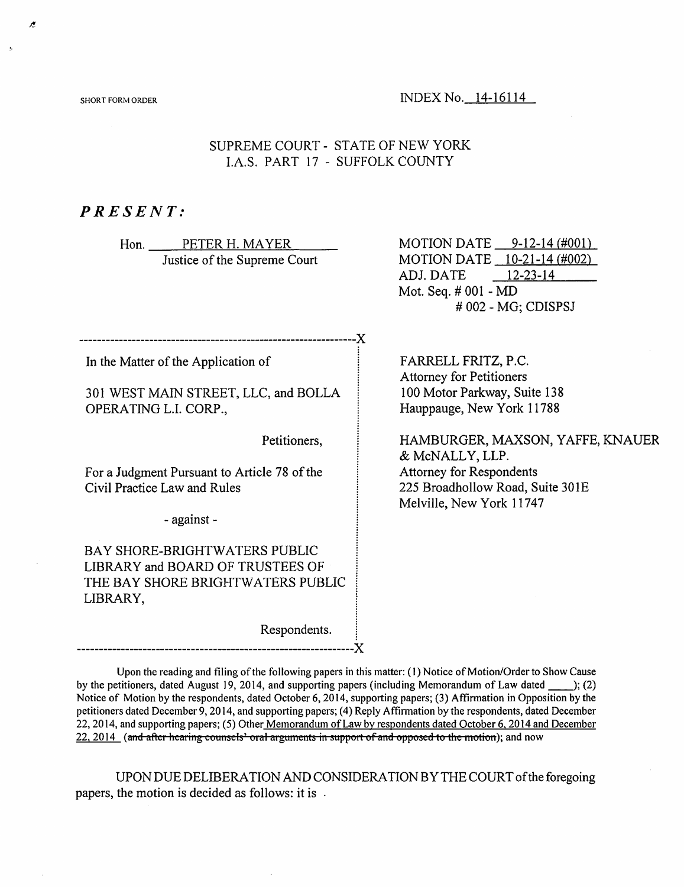SHORT FORM ORDER

INDEX No. 14-16114

SUPREME COURT - STATE OF NEW YORK
I.A.S. PART 17 - SUFFOLK COUNTY

***PRESENT:***

Hon. PETER H. MAYER
Justice of the Supreme Court

MOTION DATE 9-12-14 (#001)
MOTION DATE 10-21-14 (#002)
ADJ. DATE 12-23-14
Mot. Seq. # 001 - MD
# 002 - MG; CDISPSJ

---

In the Matter of the Application of

301 WEST MAIN STREET, LLC, and BOLLA OPERATING L.I. CORP.,

Petitioners,

For a Judgment Pursuant to Article 78 of the Civil Practice Law and Rules

- against -

BAY SHORE-BRIGHTWATERS PUBLIC LIBRARY and BOARD OF TRUSTEES OF THE BAY SHORE BRIGHTWATERS PUBLIC LIBRARY,

Respondents.

---

FARRELL FRITZ, P.C.
Attorney for Petitioners
100 Motor Parkway, Suite 138
Hauppauge, New York 11788

HAMBURGER, MAXSON, YAFFE, KNAUER & McNALLY, LLP.
Attorney for Respondents
225 Broadhollow Road, Suite 301E
Melville, New York 11747

Upon the reading and filing of the following papers in this matter: (1) Notice of Motion/Order to Show Cause by the petitioners, dated August 19, 2014, and supporting papers (including Memorandum of Law dated \_\_\_\_); (2) Notice of Motion by the respondents, dated October 6, 2014, supporting papers; (3) Affirmation in Opposition by the petitioners dated December 9, 2014, and supporting papers; (4) Reply Affirmation by the respondents, dated December 22, 2014, and supporting papers; (5) Other Memorandum of Law by respondents dated October 6, 2014 and December 22, 2014 (~~and after hearing counsels' oral arguments in support of and opposed to the motion~~); and now

UPON DUE DELIBERATION AND CONSIDERATION BY THE COURT of the foregoing papers, the motion is decided as follows: it is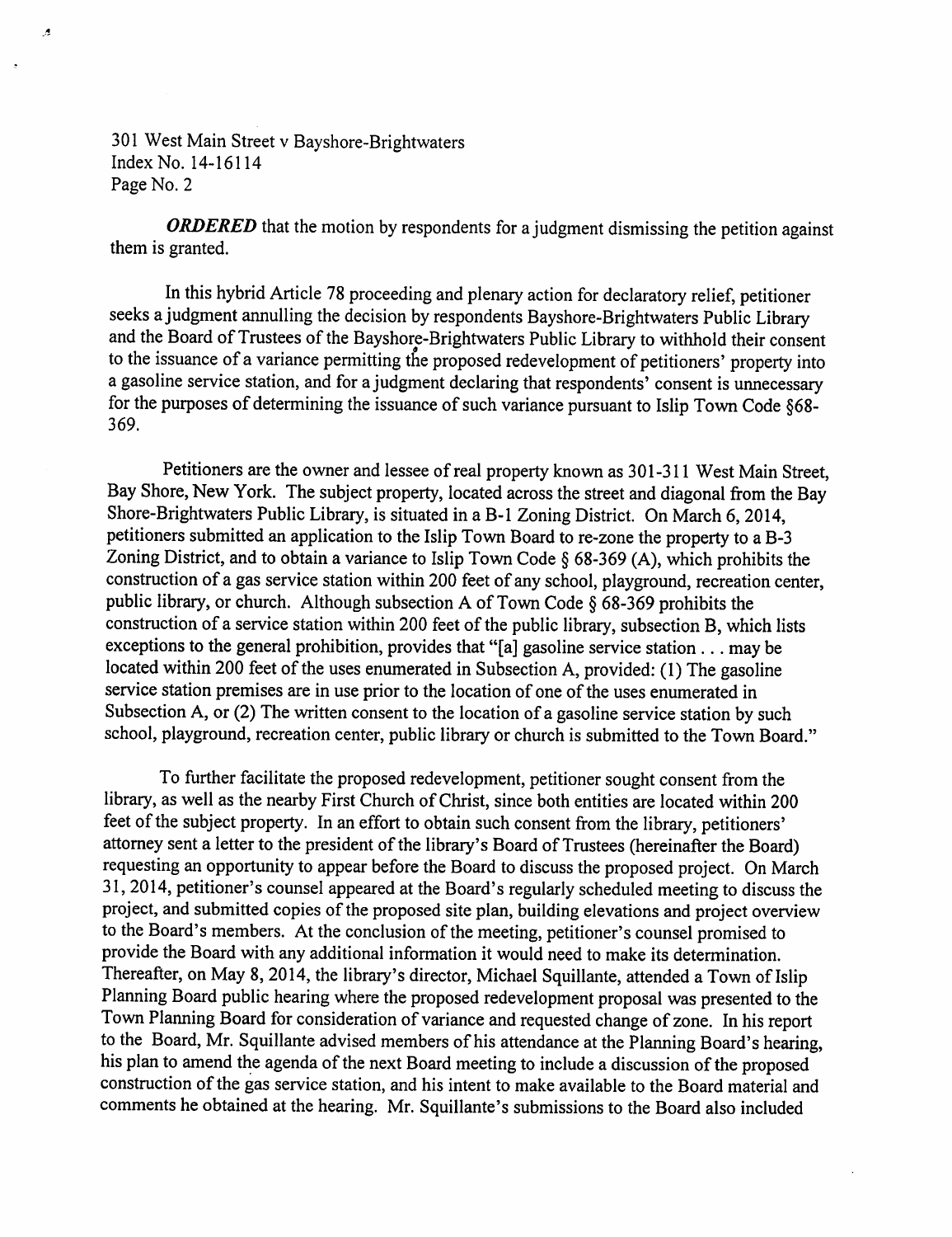***ORDERED*** that the motion by respondents for a judgment dismissing the petition against them is granted.

In this hybrid Article 78 proceeding and plenary action for declaratory relief, petitioner seeks a judgment annulling the decision by respondents Bayshore-Brightwaters Public Library and the Board of Trustees of the Bayshore-Brightwaters Public Library to withhold their consent to the issuance of a variance permitting the proposed redevelopment of petitioners' property into a gasoline service station, and for a judgment declaring that respondents' consent is unnecessary for the purposes of determining the issuance of such variance pursuant to Islip Town Code §68-369.

Petitioners are the owner and lessee of real property known as 301-311 West Main Street, Bay Shore, New York. The subject property, located across the street and diagonal from the Bay Shore-Brightwaters Public Library, is situated in a B-1 Zoning District. On March 6, 2014, petitioners submitted an application to the Islip Town Board to re-zone the property to a B-3 Zoning District, and to obtain a variance to Islip Town Code § 68-369 (A), which prohibits the construction of a gas service station within 200 feet of any school, playground, recreation center, public library, or church. Although subsection A of Town Code § 68-369 prohibits the construction of a service station within 200 feet of the public library, subsection B, which lists exceptions to the general prohibition, provides that "[a] gasoline service station . . . may be located within 200 feet of the uses enumerated in Subsection A, provided: (1) The gasoline service station premises are in use prior to the location of one of the uses enumerated in Subsection A, or (2) The written consent to the location of a gasoline service station by such school, playground, recreation center, public library or church is submitted to the Town Board."

To further facilitate the proposed redevelopment, petitioner sought consent from the library, as well as the nearby First Church of Christ, since both entities are located within 200 feet of the subject property. In an effort to obtain such consent from the library, petitioners' attorney sent a letter to the president of the library's Board of Trustees (hereinafter the Board) requesting an opportunity to appear before the Board to discuss the proposed project. On March 31, 2014, petitioner's counsel appeared at the Board's regularly scheduled meeting to discuss the project, and submitted copies of the proposed site plan, building elevations and project overview to the Board's members. At the conclusion of the meeting, petitioner's counsel promised to provide the Board with any additional information it would need to make its determination. Thereafter, on May 8, 2014, the library's director, Michael Squillante, attended a Town of Islip Planning Board public hearing where the proposed redevelopment proposal was presented to the Town Planning Board for consideration of variance and requested change of zone. In his report to the Board, Mr. Squillante advised members of his attendance at the Planning Board's hearing, his plan to amend the agenda of the next Board meeting to include a discussion of the proposed construction of the gas service station, and his intent to make available to the Board material and comments he obtained at the hearing. Mr. Squillante's submissions to the Board also included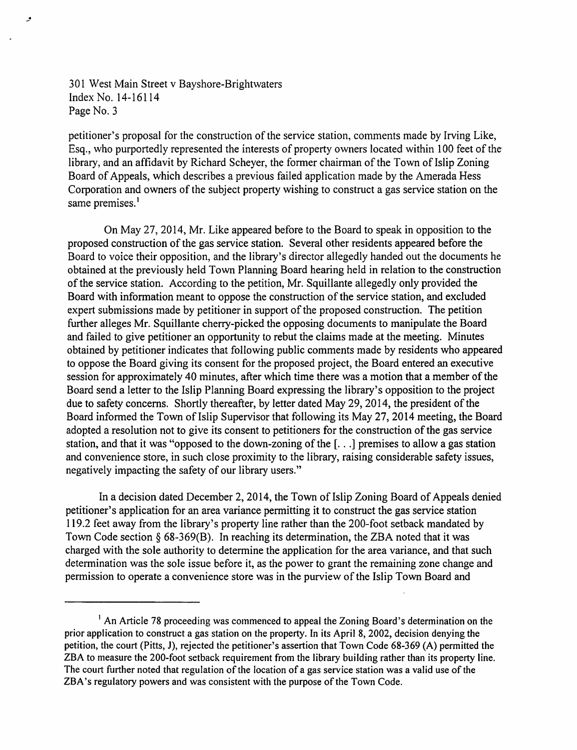petitioner's proposal for the construction of the service station, comments made by Irving Like, Esq., who purportedly represented the interests of property owners located within 100 feet of the library, and an affidavit by Richard Scheyer, the former chairman of the Town of Islip Zoning Board of Appeals, which describes a previous failed application made by the Amerada Hess Corporation and owners of the subject property wishing to construct a gas service station on the same premises.[1]

On May 27, 2014, Mr. Like appeared before to the Board to speak in opposition to the proposed construction of the gas service station. Several other residents appeared before the Board to voice their opposition, and the library's director allegedly handed out the documents he obtained at the previously held Town Planning Board hearing held in relation to the construction of the service station. According to the petition, Mr. Squillante allegedly only provided the Board with information meant to oppose the construction of the service station, and excluded expert submissions made by petitioner in support of the proposed construction. The petition further alleges Mr. Squillante cherry-picked the opposing documents to manipulate the Board and failed to give petitioner an opportunity to rebut the claims made at the meeting. Minutes obtained by petitioner indicates that following public comments made by residents who appeared to oppose the Board giving its consent for the proposed project, the Board entered an executive session for approximately 40 minutes, after which time there was a motion that a member of the Board send a letter to the Islip Planning Board expressing the library's opposition to the project due to safety concerns. Shortly thereafter, by letter dated May 29, 2014, the president of the Board informed the Town of Islip Supervisor that following its May 27, 2014 meeting, the Board adopted a resolution not to give its consent to petitioners for the construction of the gas service station, and that it was "opposed to the down-zoning of the [. . .] premises to allow a gas station and convenience store, in such close proximity to the library, raising considerable safety issues, negatively impacting the safety of our library users."

In a decision dated December 2, 2014, the Town of Islip Zoning Board of Appeals denied petitioner's application for an area variance permitting it to construct the gas service station 119.2 feet away from the library's property line rather than the 200-foot setback mandated by Town Code section § 68-369(B). In reaching its determination, the ZBA noted that it was charged with the sole authority to determine the application for the area variance, and that such determination was the sole issue before it, as the power to grant the remaining zone change and permission to operate a convenience store was in the purview of the Islip Town Board and

---

[1] An Article 78 proceeding was commenced to appeal the Zoning Board's determination on the prior application to construct a gas station on the property. In its April 8, 2002, decision denying the petition, the court (Pitts, J), rejected the petitioner's assertion that Town Code 68-369 (A) permitted the ZBA to measure the 200-foot setback requirement from the library building rather than its property line. The court further noted that regulation of the location of a gas service station was a valid use of the ZBA's regulatory powers and was consistent with the purpose of the Town Code.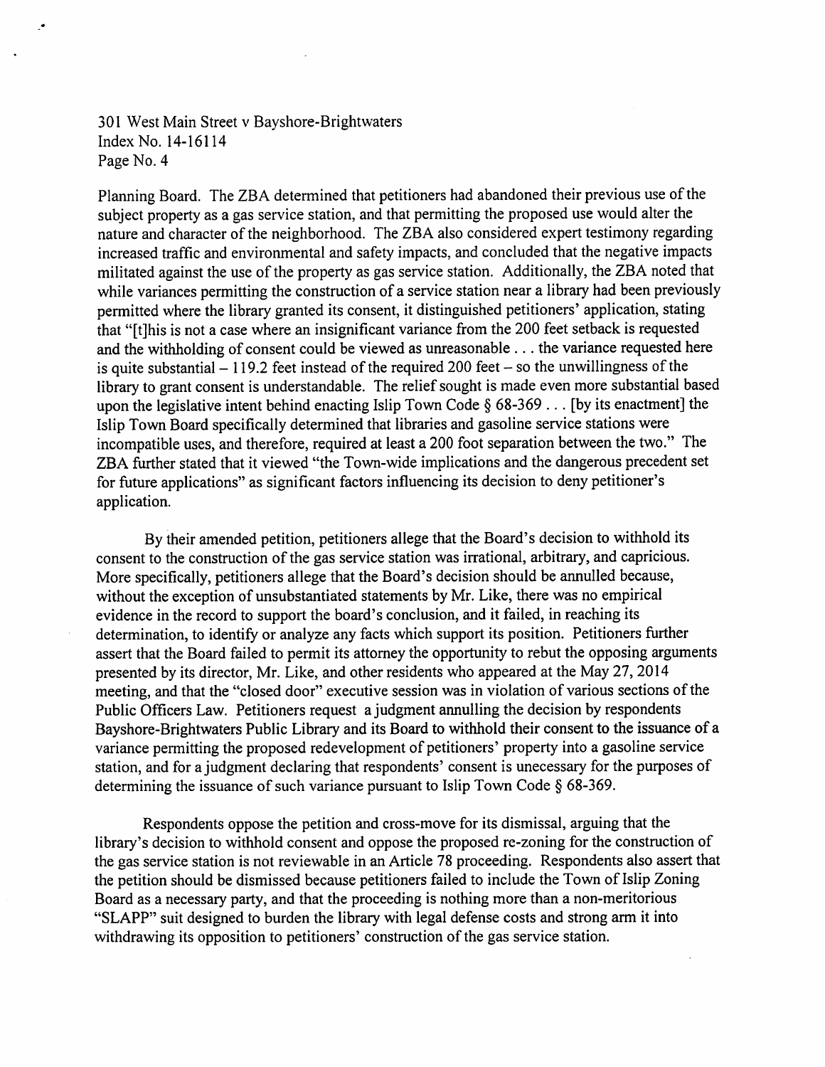Planning Board. The ZBA determined that petitioners had abandoned their previous use of the subject property as a gas service station, and that permitting the proposed use would alter the nature and character of the neighborhood. The ZBA also considered expert testimony regarding increased traffic and environmental and safety impacts, and concluded that the negative impacts militated against the use of the property as gas service station. Additionally, the ZBA noted that while variances permitting the construction of a service station near a library had been previously permitted where the library granted its consent, it distinguished petitioners' application, stating that "[t]his is not a case where an insignificant variance from the 200 feet setback is requested and the withholding of consent could be viewed as unreasonable . . . the variance requested here is quite substantial – 119.2 feet instead of the required 200 feet – so the unwillingness of the library to grant consent is understandable. The relief sought is made even more substantial based upon the legislative intent behind enacting Islip Town Code § 68-369 . . . [by its enactment] the Islip Town Board specifically determined that libraries and gasoline service stations were incompatible uses, and therefore, required at least a 200 foot separation between the two." The ZBA further stated that it viewed "the Town-wide implications and the dangerous precedent set for future applications" as significant factors influencing its decision to deny petitioner's application.

By their amended petition, petitioners allege that the Board's decision to withhold its consent to the construction of the gas service station was irrational, arbitrary, and capricious. More specifically, petitioners allege that the Board's decision should be annulled because, without the exception of unsubstantiated statements by Mr. Like, there was no empirical evidence in the record to support the board's conclusion, and it failed, in reaching its determination, to identify or analyze any facts which support its position. Petitioners further assert that the Board failed to permit its attorney the opportunity to rebut the opposing arguments presented by its director, Mr. Like, and other residents who appeared at the May 27, 2014 meeting, and that the "closed door" executive session was in violation of various sections of the Public Officers Law. Petitioners request a judgment annulling the decision by respondents Bayshore-Brightwaters Public Library and its Board to withhold their consent to the issuance of a variance permitting the proposed redevelopment of petitioners' property into a gasoline service station, and for a judgment declaring that respondents' consent is unecessary for the purposes of determining the issuance of such variance pursuant to Islip Town Code § 68-369.

Respondents oppose the petition and cross-move for its dismissal, arguing that the library's decision to withhold consent and oppose the proposed re-zoning for the construction of the gas service station is not reviewable in an Article 78 proceeding. Respondents also assert that the petition should be dismissed because petitioners failed to include the Town of Islip Zoning Board as a necessary party, and that the proceeding is nothing more than a non-meritorious "SLAPP" suit designed to burden the library with legal defense costs and strong arm it into withdrawing its opposition to petitioners' construction of the gas service station.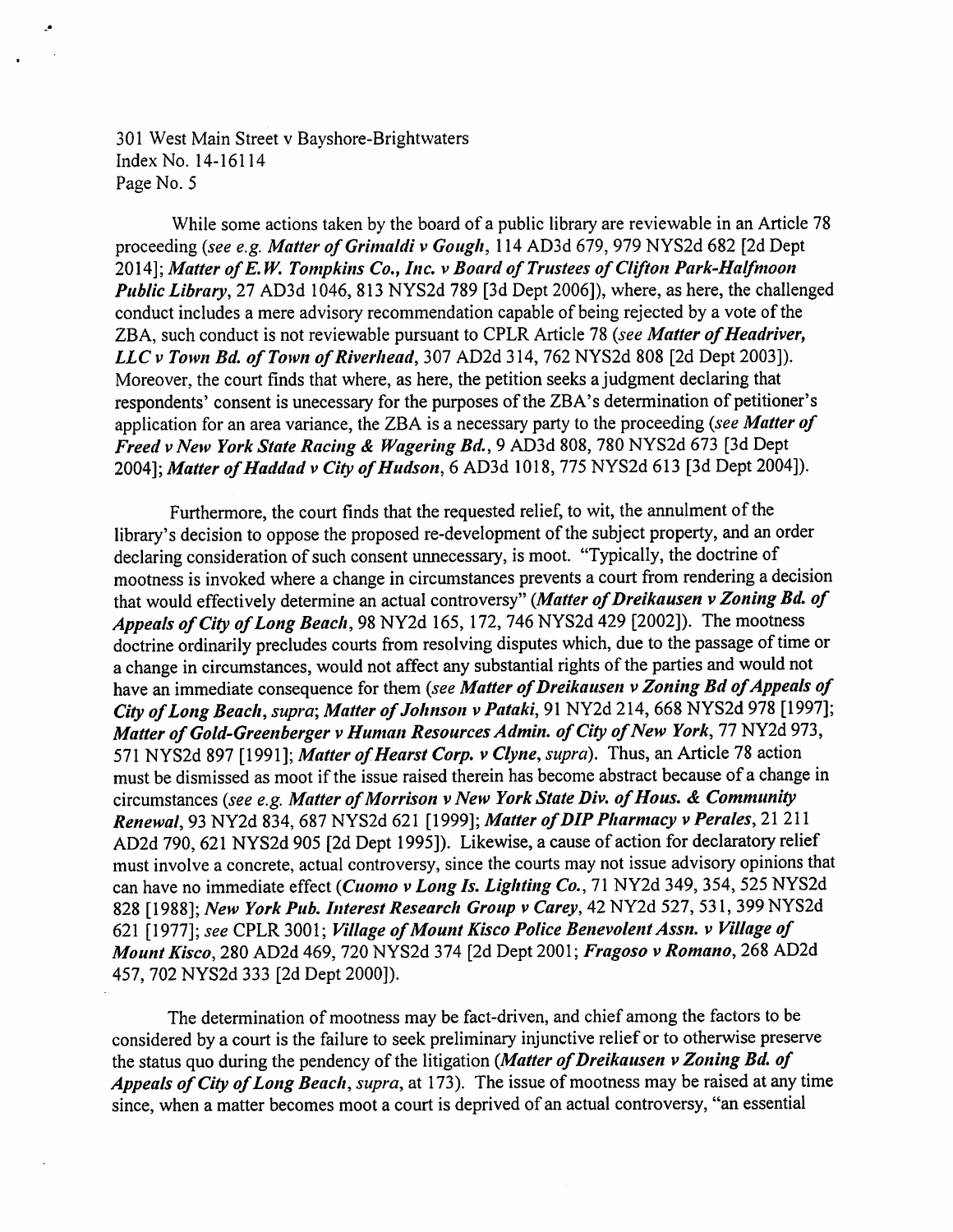While some actions taken by the board of a public library are reviewable in an Article 78 proceeding (*see e.g.* ***Matter of Grimaldi v Gough***, 114 AD3d 679, 979 NYS2d 682 [2d Dept 2014]; ***Matter of E.W. Tompkins Co., Inc. v Board of Trustees of Clifton Park-Halfmoon Public Library***, 27 AD3d 1046, 813 NYS2d 789 [3d Dept 2006]), where, as here, the challenged conduct includes a mere advisory recommendation capable of being rejected by a vote of the ZBA, such conduct is not reviewable pursuant to CPLR Article 78 (*see* ***Matter of Headriver, LLC v Town Bd. of Town of Riverhead***, 307 AD2d 314, 762 NYS2d 808 [2d Dept 2003]). Moreover, the court finds that where, as here, the petition seeks a judgment declaring that respondents' consent is unecessary for the purposes of the ZBA's determination of petitioner's application for an area variance, the ZBA is a necessary party to the proceeding (*see* ***Matter of Freed v New York State Racing & Wagering Bd.***, 9 AD3d 808, 780 NYS2d 673 [3d Dept 2004]; ***Matter of Haddad v City of Hudson***, 6 AD3d 1018, 775 NYS2d 613 [3d Dept 2004]).

Furthermore, the court finds that the requested relief, to wit, the annulment of the library's decision to oppose the proposed re-development of the subject property, and an order declaring consideration of such consent unnecessary, is moot. "Typically, the doctrine of mootness is invoked where a change in circumstances prevents a court from rendering a decision that would effectively determine an actual controversy" (***Matter of Dreikausen v Zoning Bd. of Appeals of City of Long Beach***, 98 NY2d 165, 172, 746 NYS2d 429 [2002]). The mootness doctrine ordinarily precludes courts from resolving disputes which, due to the passage of time or a change in circumstances, would not affect any substantial rights of the parties and would not have an immediate consequence for them (*see* ***Matter of Dreikausen v Zoning Bd of Appeals of City of Long Beach***, *supra*; ***Matter of Johnson v Pataki***, 91 NY2d 214, 668 NYS2d 978 [1997]; ***Matter of Gold-Greenberger v Human Resources Admin. of City of New York***, 77 NY2d 973, 571 NYS2d 897 [1991]; ***Matter of Hearst Corp. v Clyne***, *supra*). Thus, an Article 78 action must be dismissed as moot if the issue raised therein has become abstract because of a change in circumstances (*see e.g.* ***Matter of Morrison v New York State Div. of Hous. & Community Renewal***, 93 NY2d 834, 687 NYS2d 621 [1999]; ***Matter of DIP Pharmacy v Perales***, 21 211 AD2d 790, 621 NYS2d 905 [2d Dept 1995]). Likewise, a cause of action for declaratory relief must involve a concrete, actual controversy, since the courts may not issue advisory opinions that can have no immediate effect (***Cuomo v Long Is. Lighting Co.***, 71 NY2d 349, 354, 525 NYS2d 828 [1988]; ***New York Pub. Interest Research Group v Carey***, 42 NY2d 527, 531, 399 NYS2d 621 [1977]; *see* CPLR 3001; ***Village of Mount Kisco Police Benevolent Assn. v Village of Mount Kisco***, 280 AD2d 469, 720 NYS2d 374 [2d Dept 2001; ***Fragoso v Romano***, 268 AD2d 457, 702 NYS2d 333 [2d Dept 2000]).

The determination of mootness may be fact-driven, and chief among the factors to be considered by a court is the failure to seek preliminary injunctive relief or to otherwise preserve the status quo during the pendency of the litigation (***Matter of Dreikausen v Zoning Bd. of Appeals of City of Long Beach***, *supra*, at 173). The issue of mootness may be raised at any time since, when a matter becomes moot a court is deprived of an actual controversy, "an essential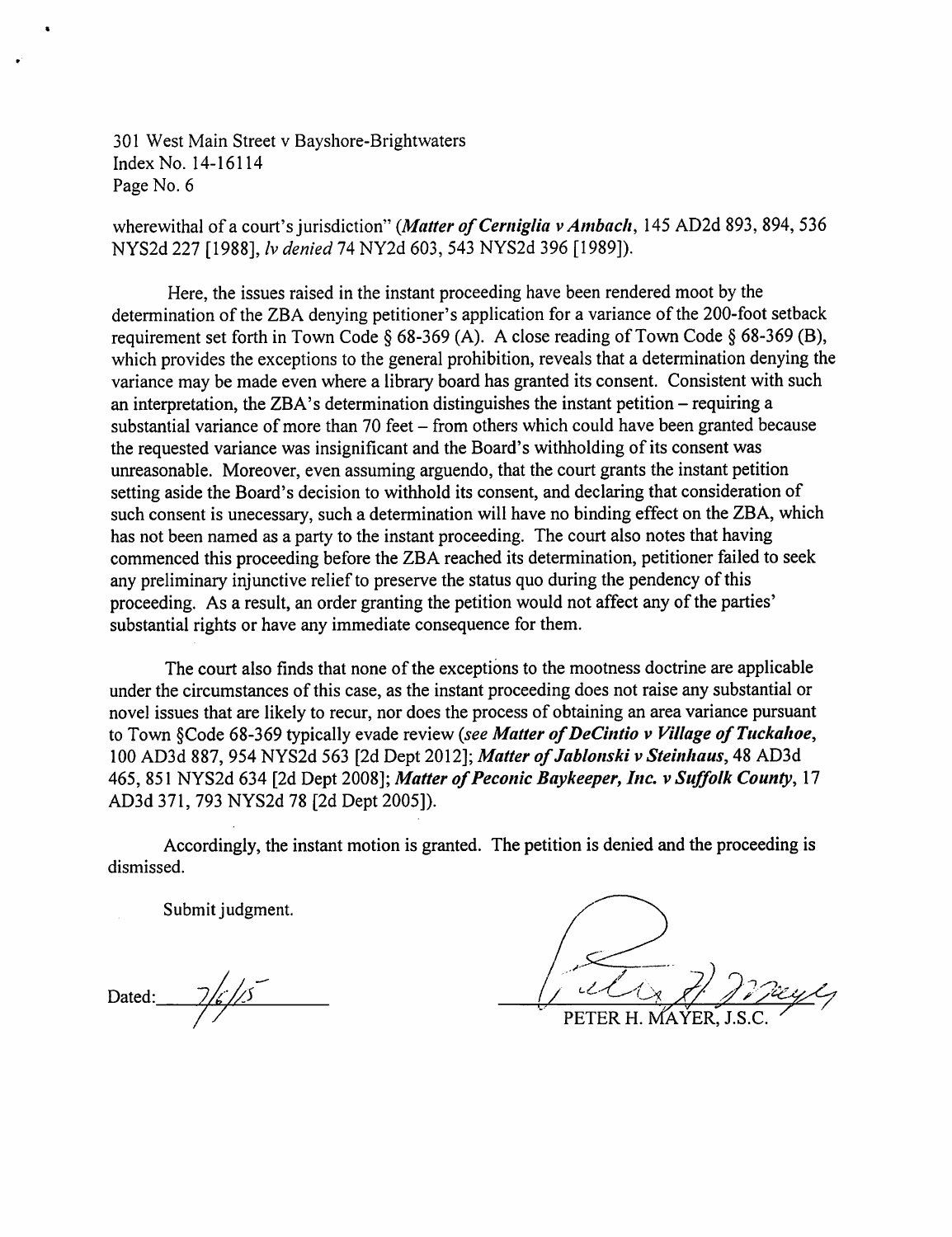wherewithal of a court's jurisdiction" (***Matter of Cerniglia v Ambach***, 145 AD2d 893, 894, 536 NYS2d 227 [1988], *lv denied* 74 NY2d 603, 543 NYS2d 396 [1989]).

Here, the issues raised in the instant proceeding have been rendered moot by the determination of the ZBA denying petitioner's application for a variance of the 200-foot setback requirement set forth in Town Code § 68-369 (A). A close reading of Town Code § 68-369 (B), which provides the exceptions to the general prohibition, reveals that a determination denying the variance may be made even where a library board has granted its consent. Consistent with such an interpretation, the ZBA's determination distinguishes the instant petition – requiring a substantial variance of more than 70 feet – from others which could have been granted because the requested variance was insignificant and the Board's withholding of its consent was unreasonable. Moreover, even assuming arguendo, that the court grants the instant petition setting aside the Board's decision to withhold its consent, and declaring that consideration of such consent is unecessary, such a determination will have no binding effect on the ZBA, which has not been named as a party to the instant proceeding. The court also notes that having commenced this proceeding before the ZBA reached its determination, petitioner failed to seek any preliminary injunctive relief to preserve the status quo during the pendency of this proceeding. As a result, an order granting the petition would not affect any of the parties' substantial rights or have any immediate consequence for them.

The court also finds that none of the exceptions to the mootness doctrine are applicable under the circumstances of this case, as the instant proceeding does not raise any substantial or novel issues that are likely to recur, nor does the process of obtaining an area variance pursuant to Town §Code 68-369 typically evade review (*see* ***Matter of DeCintio v Village of Tuckahoe***, 100 AD3d 887, 954 NYS2d 563 [2d Dept 2012]; ***Matter of Jablonski v Steinhaus***, 48 AD3d 465, 851 NYS2d 634 [2d Dept 2008]; ***Matter of Peconic Baykeeper, Inc. v Suffolk County***, 17 AD3d 371, 793 NYS2d 78 [2d Dept 2005]).

Accordingly, the instant motion is granted. The petition is denied and the proceeding is dismissed.

Submit judgment.

Dated: 7/6/15

PETER H. MAYER, J.S.C.